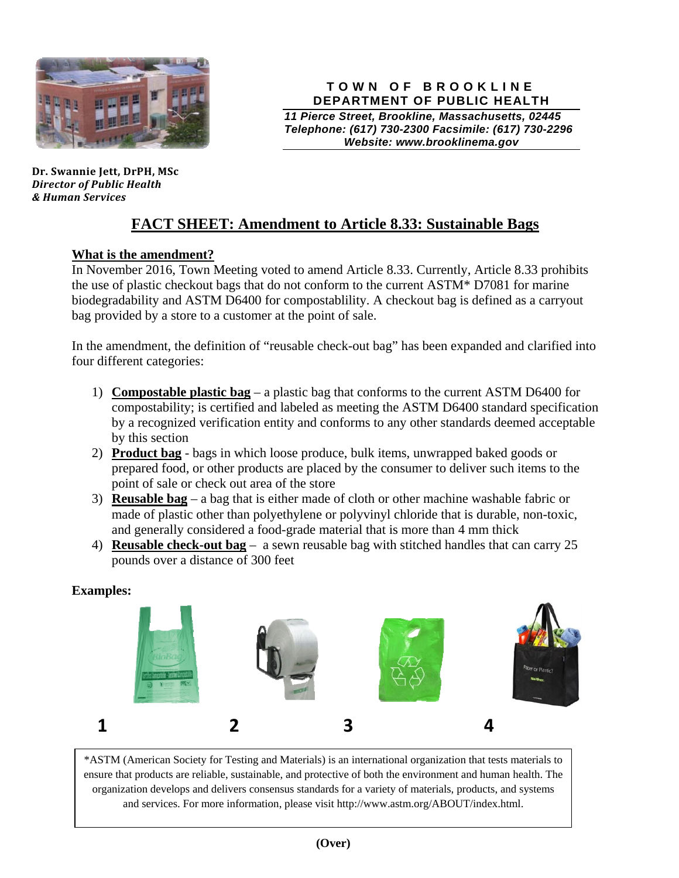**TOWN OF BROOKLINE**
**DEPARTMENT OF PUBLIC HEALTH**

*11 Pierce Street, Brookline, Massachusetts, 02445*
*Telephone: (617) 730-2300 Facsimile: (617) 730-2296*
*Website: www.brooklinema.gov*

**Dr. Swannie Jett, DrPH, MSc**
***Director of Public Health***
***& Human Services***

# FACT SHEET: Amendment to Article 8.33: Sustainable Bags

## What is the amendment?

In November 2016, Town Meeting voted to amend Article 8.33. Currently, Article 8.33 prohibits the use of plastic checkout bags that do not conform to the current ASTM* D7081 for marine biodegradability and ASTM D6400 for compostablility. A checkout bag is defined as a carryout bag provided by a store to a customer at the point of sale.

In the amendment, the definition of "reusable check-out bag" has been expanded and clarified into four different categories:

1) **Compostable plastic bag** – a plastic bag that conforms to the current ASTM D6400 for compostability; is certified and labeled as meeting the ASTM D6400 standard specification by a recognized verification entity and conforms to any other standards deemed acceptable by this section
2) **Product bag** - bags in which loose produce, bulk items, unwrapped baked goods or prepared food, or other products are placed by the consumer to deliver such items to the point of sale or check out area of the store
3) **Reusable bag** – a bag that is either made of cloth or other machine washable fabric or made of plastic other than polyethylene or polyvinyl chloride that is durable, non-toxic, and generally considered a food-grade material that is more than 4 mm thick
4) **Reusable check-out bag** – a sewn reusable bag with stitched handles that can carry 25 pounds over a distance of 300 feet

**Examples:**

1 2 3 4

*ASTM (American Society for Testing and Materials) is an international organization that tests materials to ensure that products are reliable, sustainable, and protective of both the environment and human health. The organization develops and delivers consensus standards for a variety of materials, products, and systems and services. For more information, please visit http://www.astm.org/ABOUT/index.html.

**(Over)**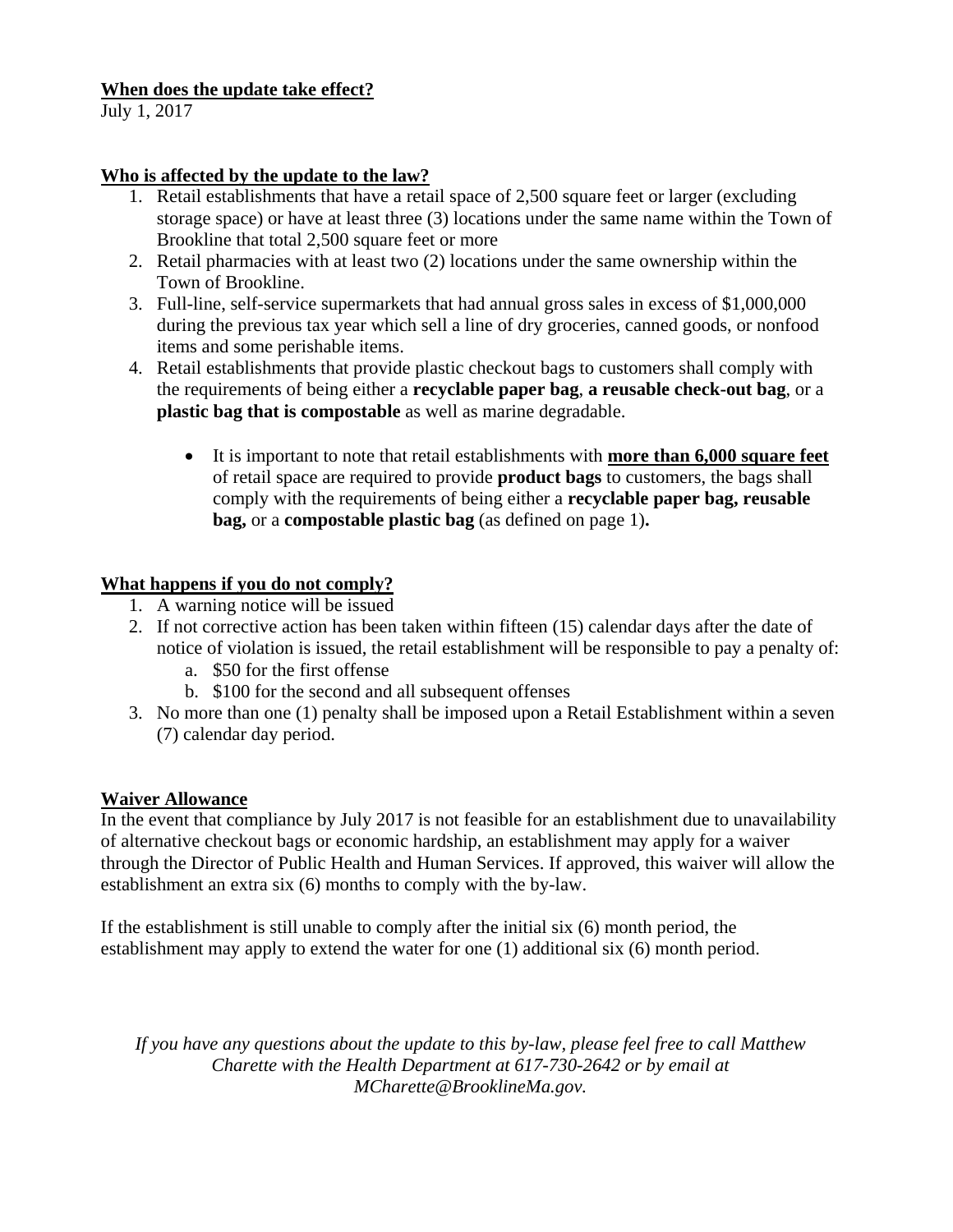**When does the update take effect?**
July 1, 2017

**Who is affected by the update to the law?**

1. Retail establishments that have a retail space of 2,500 square feet or larger (excluding storage space) or have at least three (3) locations under the same name within the Town of Brookline that total 2,500 square feet or more
2. Retail pharmacies with at least two (2) locations under the same ownership within the Town of Brookline.
3. Full-line, self-service supermarkets that had annual gross sales in excess of $1,000,000 during the previous tax year which sell a line of dry groceries, canned goods, or nonfood items and some perishable items.
4. Retail establishments that provide plastic checkout bags to customers shall comply with the requirements of being either a **recyclable paper bag**, **a reusable check-out bag**, or a **plastic bag that is compostable** as well as marine degradable.
    - It is important to note that retail establishments with **more than 6,000 square feet** of retail space are required to provide **product bags** to customers, the bags shall comply with the requirements of being either a **recyclable paper bag, reusable bag,** or a **compostable plastic bag** (as defined on page 1)**.**

**What happens if you do not comply?**

1. A warning notice will be issued
2. If not corrective action has been taken within fifteen (15) calendar days after the date of notice of violation is issued, the retail establishment will be responsible to pay a penalty of:
    a. $50 for the first offense
    b. $100 for the second and all subsequent offenses
3. No more than one (1) penalty shall be imposed upon a Retail Establishment within a seven (7) calendar day period.

**Waiver Allowance**

In the event that compliance by July 2017 is not feasible for an establishment due to unavailability of alternative checkout bags or economic hardship, an establishment may apply for a waiver through the Director of Public Health and Human Services. If approved, this waiver will allow the establishment an extra six (6) months to comply with the by-law.

If the establishment is still unable to comply after the initial six (6) month period, the establishment may apply to extend the water for one (1) additional six (6) month period.

*If you have any questions about the update to this by-law, please feel free to call Matthew Charette with the Health Department at 617-730-2642 or by email at MCharette@BrooklineMa.gov.*